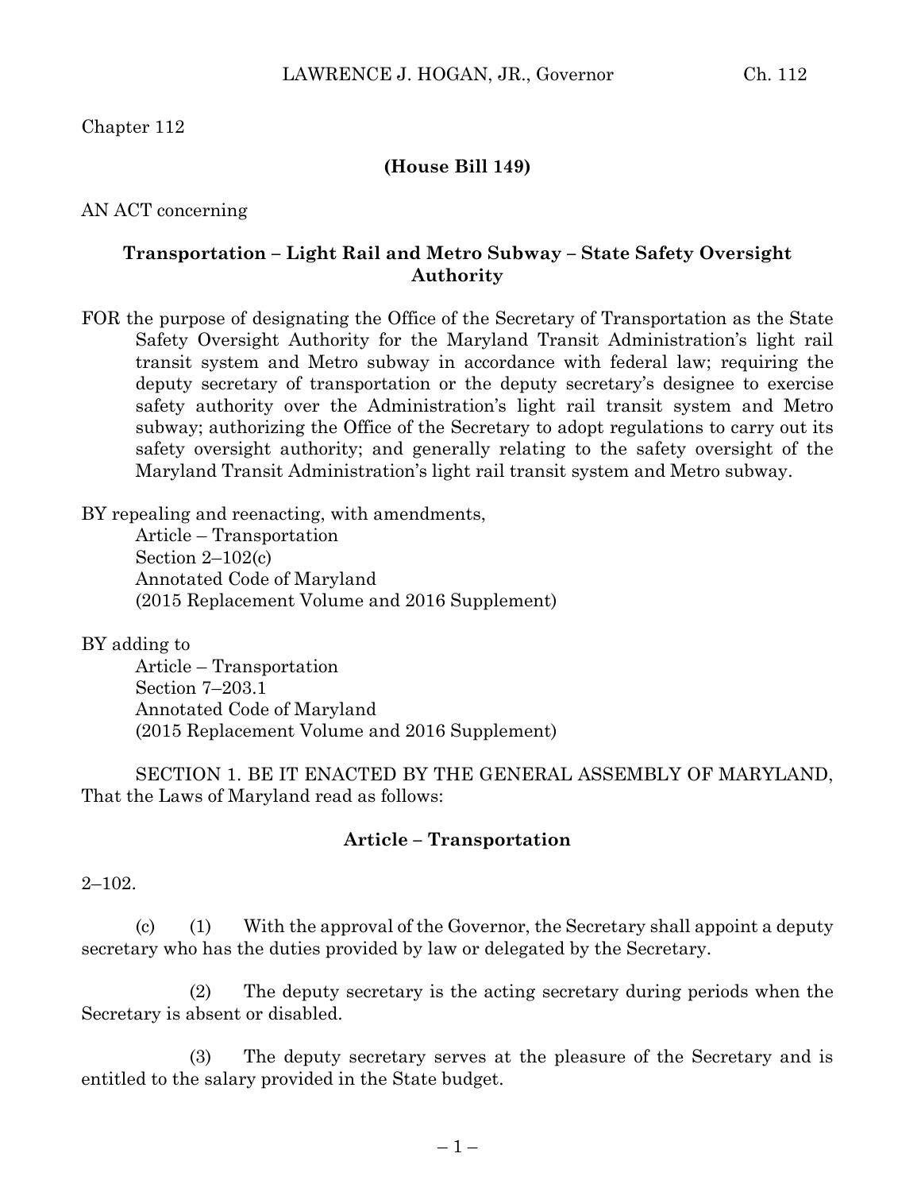Chapter 112

**(House Bill 149)**

AN ACT concerning

**Transportation – Light Rail and Metro Subway – State Safety Oversight Authority**

FOR the purpose of designating the Office of the Secretary of Transportation as the State Safety Oversight Authority for the Maryland Transit Administration's light rail transit system and Metro subway in accordance with federal law; requiring the deputy secretary of transportation or the deputy secretary's designee to exercise safety authority over the Administration's light rail transit system and Metro subway; authorizing the Office of the Secretary to adopt regulations to carry out its safety oversight authority; and generally relating to the safety oversight of the Maryland Transit Administration's light rail transit system and Metro subway.

BY repealing and reenacting, with amendments,
Article – Transportation
Section 2–102(c)
Annotated Code of Maryland
(2015 Replacement Volume and 2016 Supplement)

BY adding to
Article – Transportation
Section 7–203.1
Annotated Code of Maryland
(2015 Replacement Volume and 2016 Supplement)

SECTION 1. BE IT ENACTED BY THE GENERAL ASSEMBLY OF MARYLAND, That the Laws of Maryland read as follows:

**Article – Transportation**

2–102.

(c) (1) With the approval of the Governor, the Secretary shall appoint a deputy secretary who has the duties provided by law or delegated by the Secretary.

(2) The deputy secretary is the acting secretary during periods when the Secretary is absent or disabled.

(3) The deputy secretary serves at the pleasure of the Secretary and is entitled to the salary provided in the State budget.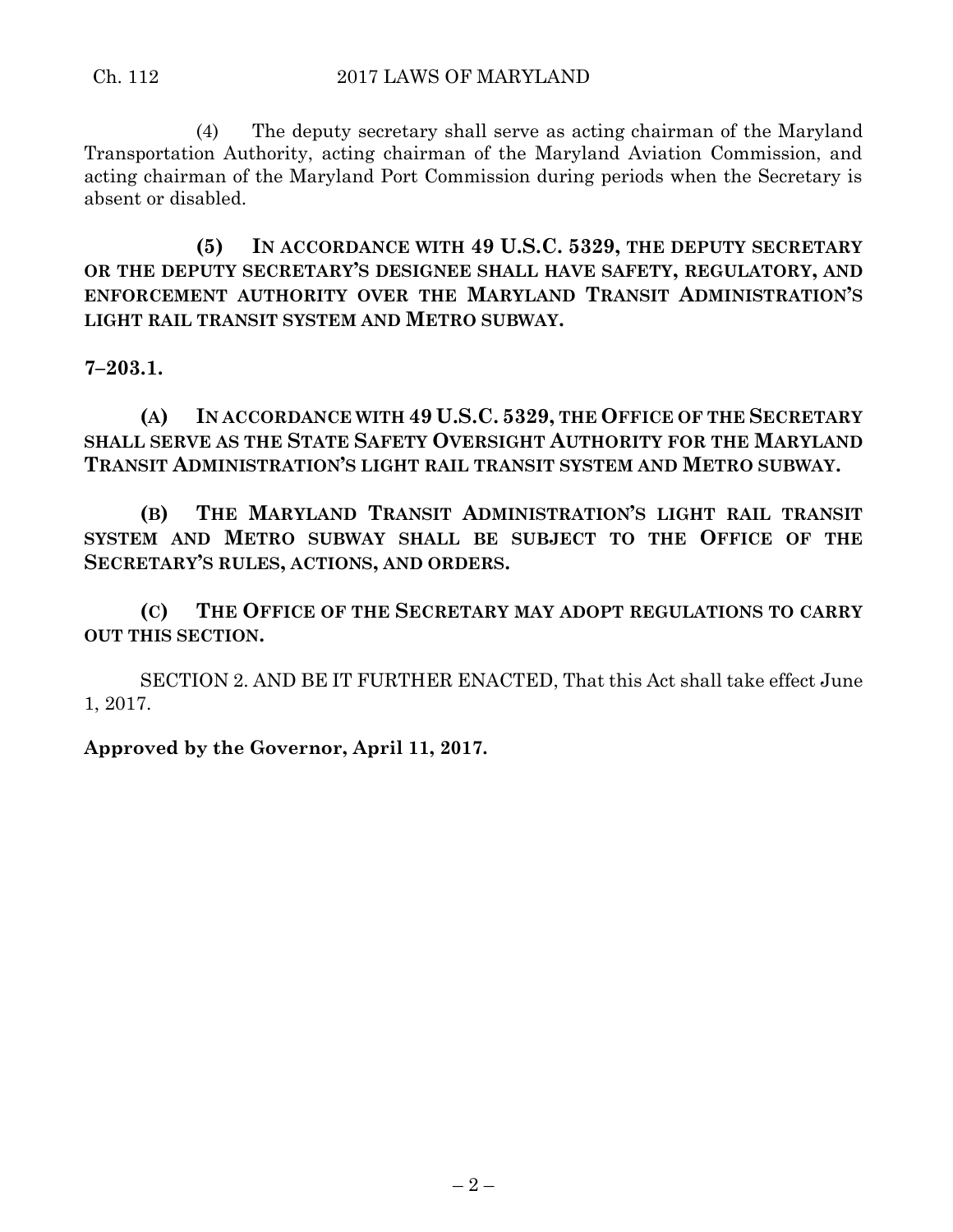(4) The deputy secretary shall serve as acting chairman of the Maryland Transportation Authority, acting chairman of the Maryland Aviation Commission, and acting chairman of the Maryland Port Commission during periods when the Secretary is absent or disabled.

**(5) IN ACCORDANCE WITH 49 U.S.C. 5329, THE DEPUTY SECRETARY OR THE DEPUTY SECRETARY'S DESIGNEE SHALL HAVE SAFETY, REGULATORY, AND ENFORCEMENT AUTHORITY OVER THE MARYLAND TRANSIT ADMINISTRATION'S LIGHT RAIL TRANSIT SYSTEM AND METRO SUBWAY.**

**7–203.1.**

**(A) IN ACCORDANCE WITH 49 U.S.C. 5329, THE OFFICE OF THE SECRETARY SHALL SERVE AS THE STATE SAFETY OVERSIGHT AUTHORITY FOR THE MARYLAND TRANSIT ADMINISTRATION'S LIGHT RAIL TRANSIT SYSTEM AND METRO SUBWAY.**

**(B) THE MARYLAND TRANSIT ADMINISTRATION'S LIGHT RAIL TRANSIT SYSTEM AND METRO SUBWAY SHALL BE SUBJECT TO THE OFFICE OF THE SECRETARY'S RULES, ACTIONS, AND ORDERS.**

**(C) THE OFFICE OF THE SECRETARY MAY ADOPT REGULATIONS TO CARRY OUT THIS SECTION.**

SECTION 2. AND BE IT FURTHER ENACTED, That this Act shall take effect June 1, 2017.

**Approved by the Governor, April 11, 2017.**